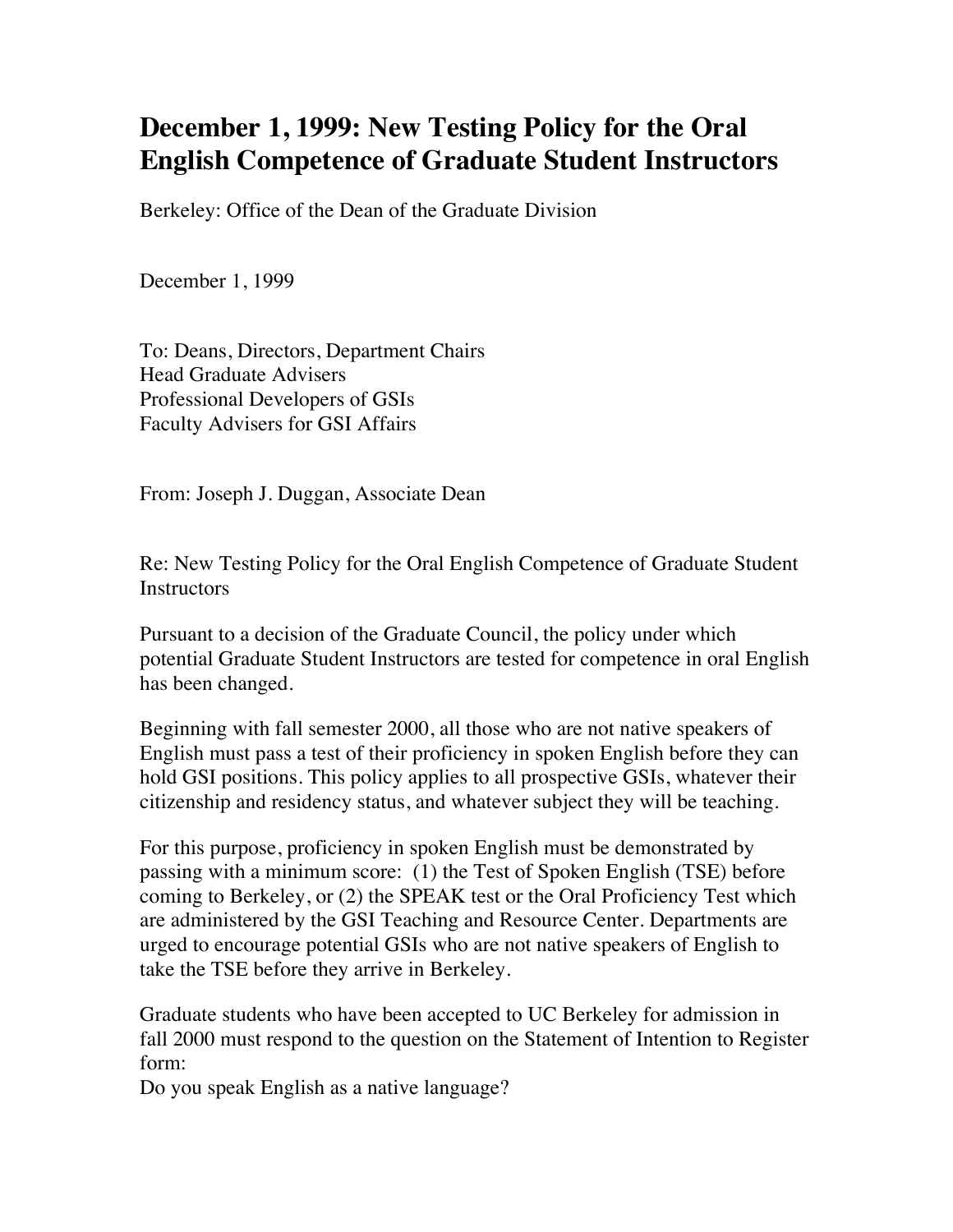# December 1, 1999: New Testing Policy for the Oral English Competence of Graduate Student Instructors

Berkeley: Office of the Dean of the Graduate Division

December 1, 1999

To: Deans, Directors, Department Chairs
Head Graduate Advisers
Professional Developers of GSIs
Faculty Advisers for GSI Affairs

From: Joseph J. Duggan, Associate Dean

Re: New Testing Policy for the Oral English Competence of Graduate Student Instructors

Pursuant to a decision of the Graduate Council, the policy under which potential Graduate Student Instructors are tested for competence in oral English has been changed.

Beginning with fall semester 2000, all those who are not native speakers of English must pass a test of their proficiency in spoken English before they can hold GSI positions. This policy applies to all prospective GSIs, whatever their citizenship and residency status, and whatever subject they will be teaching.

For this purpose, proficiency in spoken English must be demonstrated by passing with a minimum score: (1) the Test of Spoken English (TSE) before coming to Berkeley, or (2) the SPEAK test or the Oral Proficiency Test which are administered by the GSI Teaching and Resource Center. Departments are urged to encourage potential GSIs who are not native speakers of English to take the TSE before they arrive in Berkeley.

Graduate students who have been accepted to UC Berkeley for admission in fall 2000 must respond to the question on the Statement of Intention to Register form:
Do you speak English as a native language?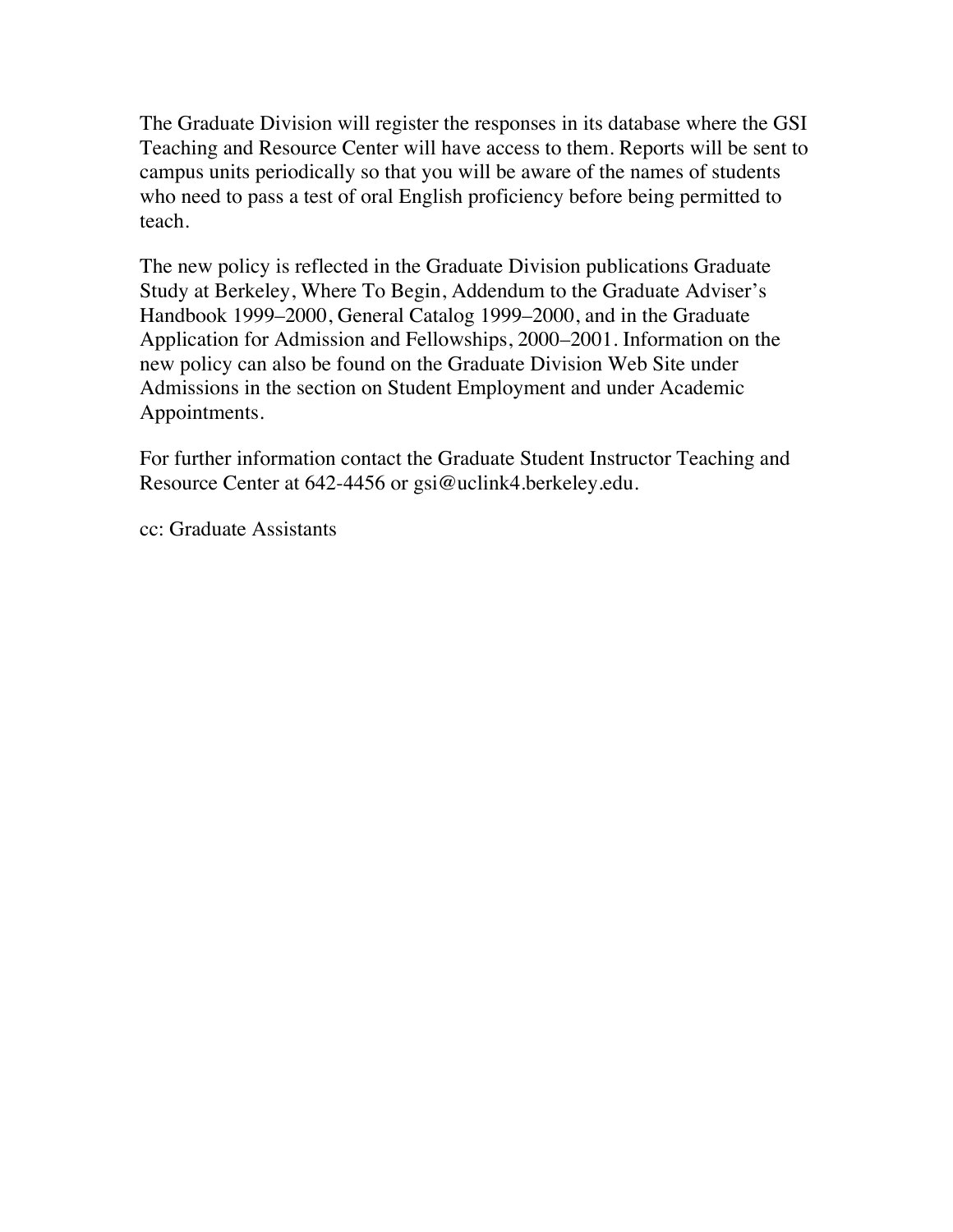The Graduate Division will register the responses in its database where the GSI Teaching and Resource Center will have access to them. Reports will be sent to campus units periodically so that you will be aware of the names of students who need to pass a test of oral English proficiency before being permitted to teach.

The new policy is reflected in the Graduate Division publications Graduate Study at Berkeley, Where To Begin, Addendum to the Graduate Adviser's Handbook 1999–2000, General Catalog 1999–2000, and in the Graduate Application for Admission and Fellowships, 2000–2001. Information on the new policy can also be found on the Graduate Division Web Site under Admissions in the section on Student Employment and under Academic Appointments.

For further information contact the Graduate Student Instructor Teaching and Resource Center at 642-4456 or gsi@uclink4.berkeley.edu.

cc: Graduate Assistants